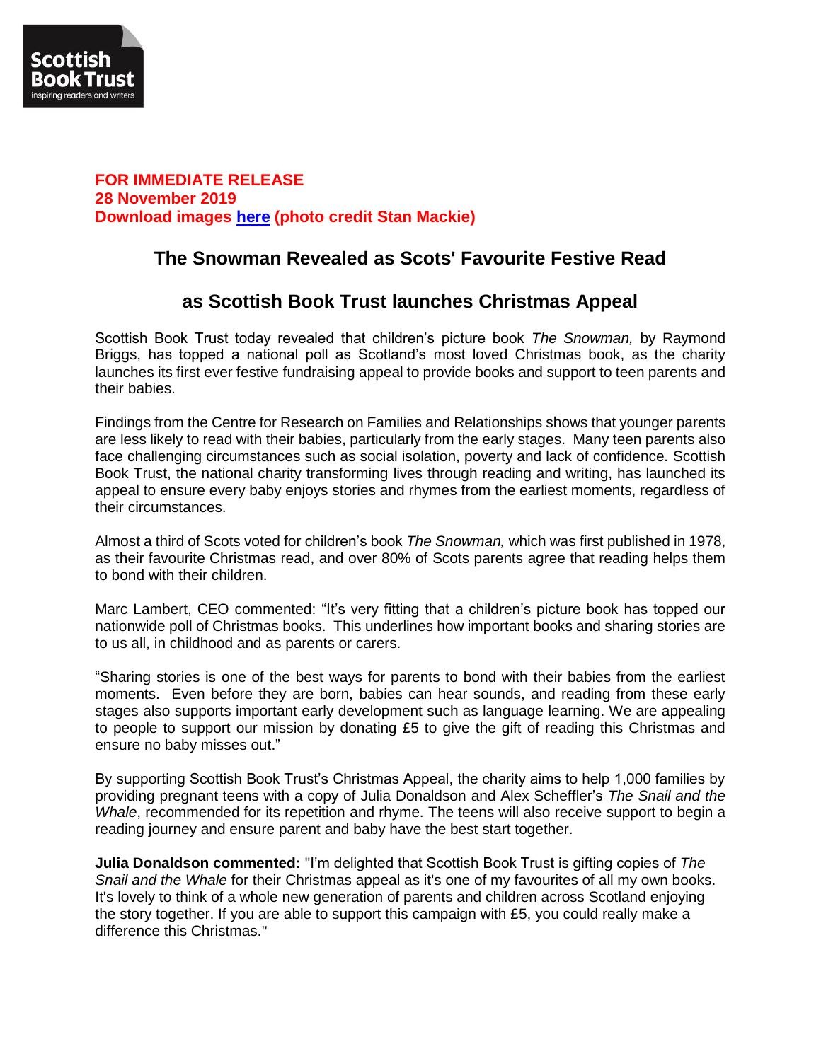**FOR IMMEDIATE RELEASE**
**28 November 2019**
**Download images here (photo credit Stan Mackie)**

## The Snowman Revealed as Scots' Favourite Festive Read

## as Scottish Book Trust launches Christmas Appeal

Scottish Book Trust today revealed that children's picture book *The Snowman,* by Raymond Briggs, has topped a national poll as Scotland's most loved Christmas book, as the charity launches its first ever festive fundraising appeal to provide books and support to teen parents and their babies.

Findings from the Centre for Research on Families and Relationships shows that younger parents are less likely to read with their babies, particularly from the early stages. Many teen parents also face challenging circumstances such as social isolation, poverty and lack of confidence. Scottish Book Trust, the national charity transforming lives through reading and writing, has launched its appeal to ensure every baby enjoys stories and rhymes from the earliest moments, regardless of their circumstances.

Almost a third of Scots voted for children's book *The Snowman,* which was first published in 1978, as their favourite Christmas read, and over 80% of Scots parents agree that reading helps them to bond with their children.

Marc Lambert, CEO commented: "It's very fitting that a children's picture book has topped our nationwide poll of Christmas books. This underlines how important books and sharing stories are to us all, in childhood and as parents or carers.

"Sharing stories is one of the best ways for parents to bond with their babies from the earliest moments. Even before they are born, babies can hear sounds, and reading from these early stages also supports important early development such as language learning. We are appealing to people to support our mission by donating £5 to give the gift of reading this Christmas and ensure no baby misses out."

By supporting Scottish Book Trust's Christmas Appeal, the charity aims to help 1,000 families by providing pregnant teens with a copy of Julia Donaldson and Alex Scheffler's *The Snail and the Whale*, recommended for its repetition and rhyme. The teens will also receive support to begin a reading journey and ensure parent and baby have the best start together.

**Julia Donaldson commented:** "I'm delighted that Scottish Book Trust is gifting copies of *The Snail and the Whale* for their Christmas appeal as it's one of my favourites of all my own books. It's lovely to think of a whole new generation of parents and children across Scotland enjoying the story together. If you are able to support this campaign with £5, you could really make a difference this Christmas."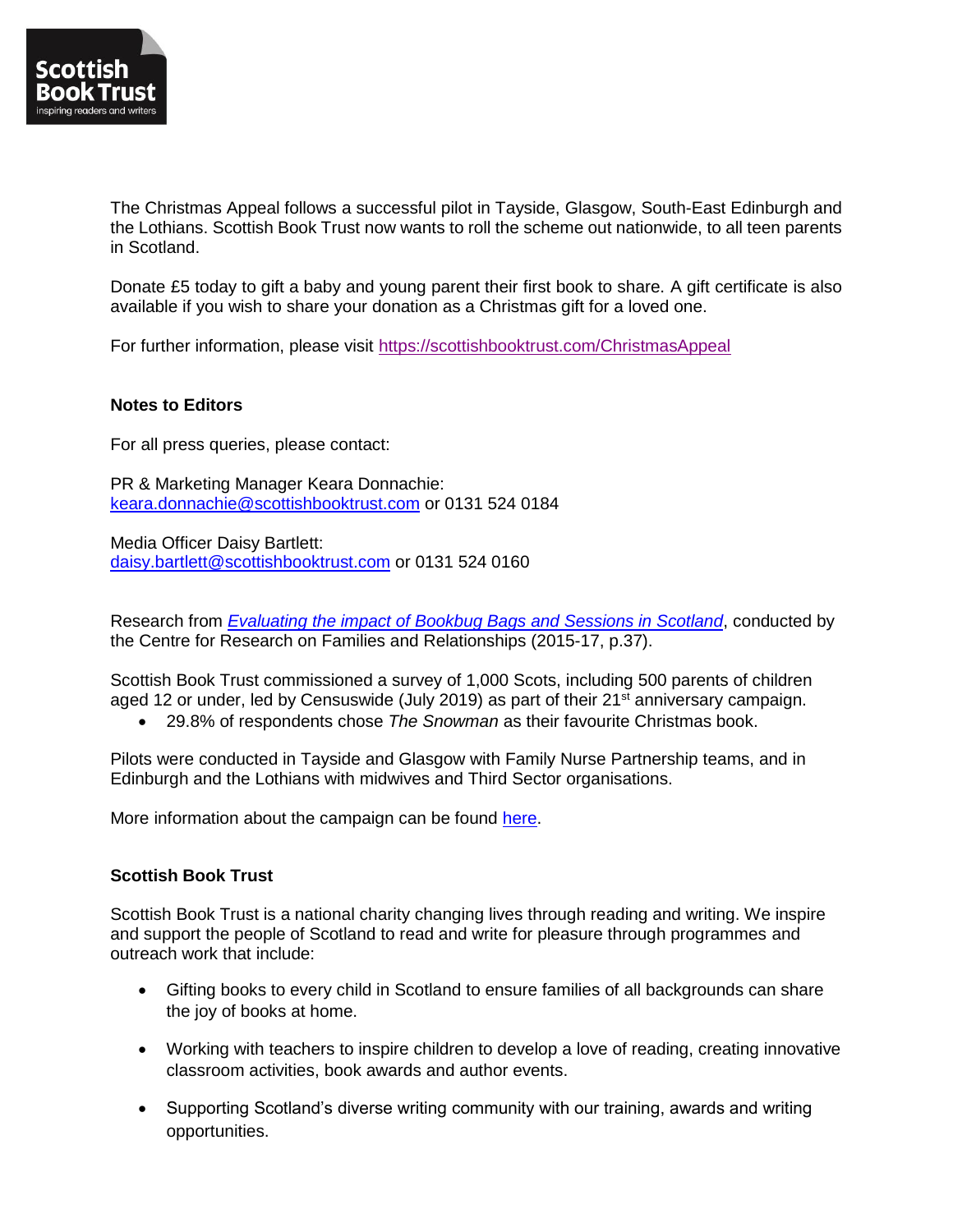The Christmas Appeal follows a successful pilot in Tayside, Glasgow, South-East Edinburgh and the Lothians. Scottish Book Trust now wants to roll the scheme out nationwide, to all teen parents in Scotland.

Donate £5 today to gift a baby and young parent their first book to share. A gift certificate is also available if you wish to share your donation as a Christmas gift for a loved one.

For further information, please visit https://scottishbooktrust.com/ChristmasAppeal

**Notes to Editors**

For all press queries, please contact:

PR & Marketing Manager Keara Donnachie:
keara.donnachie@scottishbooktrust.com or 0131 524 0184

Media Officer Daisy Bartlett:
daisy.bartlett@scottishbooktrust.com or 0131 524 0160

Research from *Evaluating the impact of Bookbug Bags and Sessions in Scotland*, conducted by the Centre for Research on Families and Relationships (2015-17, p.37).

Scottish Book Trust commissioned a survey of 1,000 Scots, including 500 parents of children aged 12 or under, led by Censuswide (July 2019) as part of their 21st anniversary campaign.

- 29.8% of respondents chose *The Snowman* as their favourite Christmas book.

Pilots were conducted in Tayside and Glasgow with Family Nurse Partnership teams, and in Edinburgh and the Lothians with midwives and Third Sector organisations.

More information about the campaign can be found here.

**Scottish Book Trust**

Scottish Book Trust is a national charity changing lives through reading and writing. We inspire and support the people of Scotland to read and write for pleasure through programmes and outreach work that include:

- Gifting books to every child in Scotland to ensure families of all backgrounds can share the joy of books at home.
- Working with teachers to inspire children to develop a love of reading, creating innovative classroom activities, book awards and author events.
- Supporting Scotland's diverse writing community with our training, awards and writing opportunities.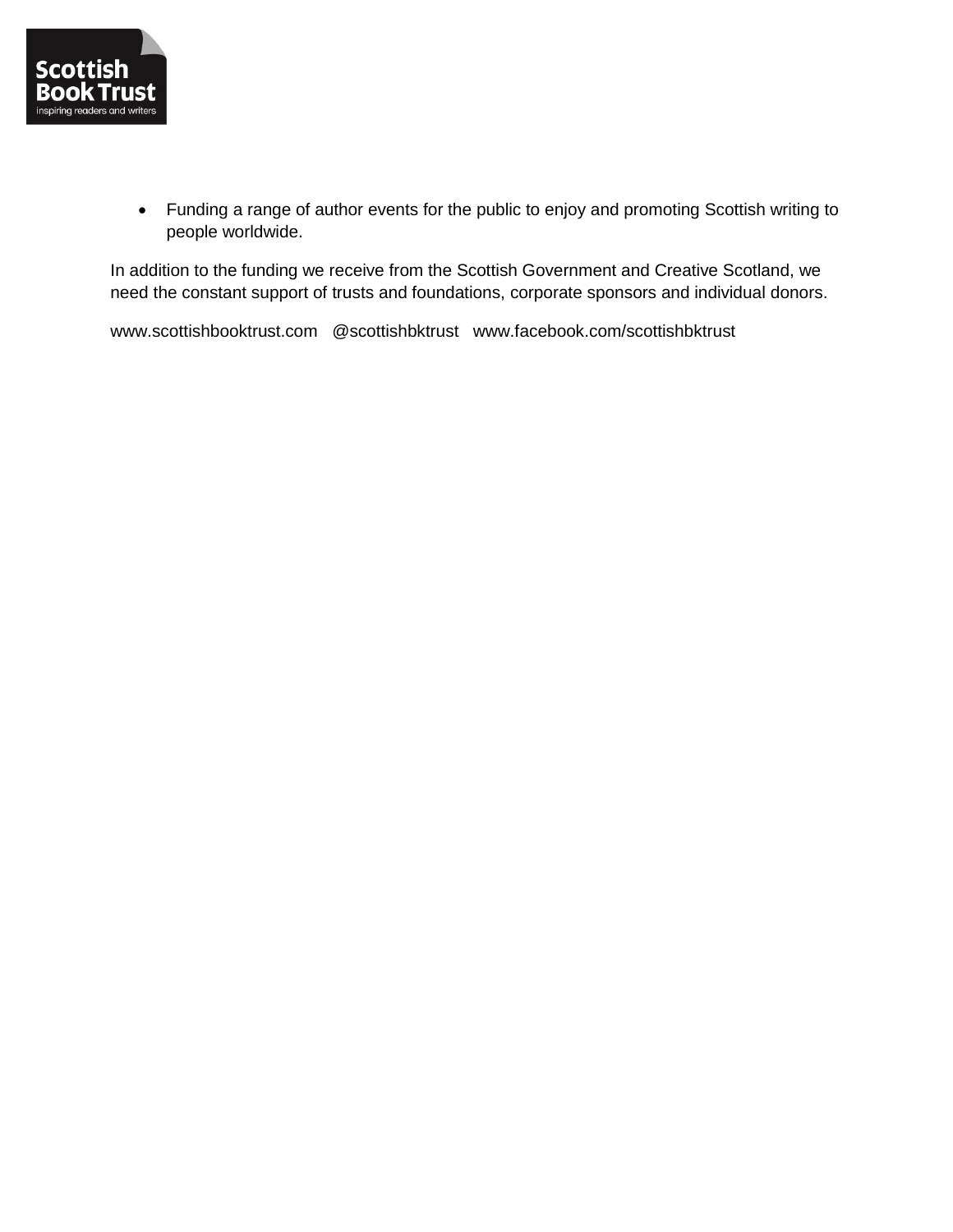- Funding a range of author events for the public to enjoy and promoting Scottish writing to people worldwide.

In addition to the funding we receive from the Scottish Government and Creative Scotland, we need the constant support of trusts and foundations, corporate sponsors and individual donors.

www.scottishbooktrust.com @scottishbktrust www.facebook.com/scottishbktrust